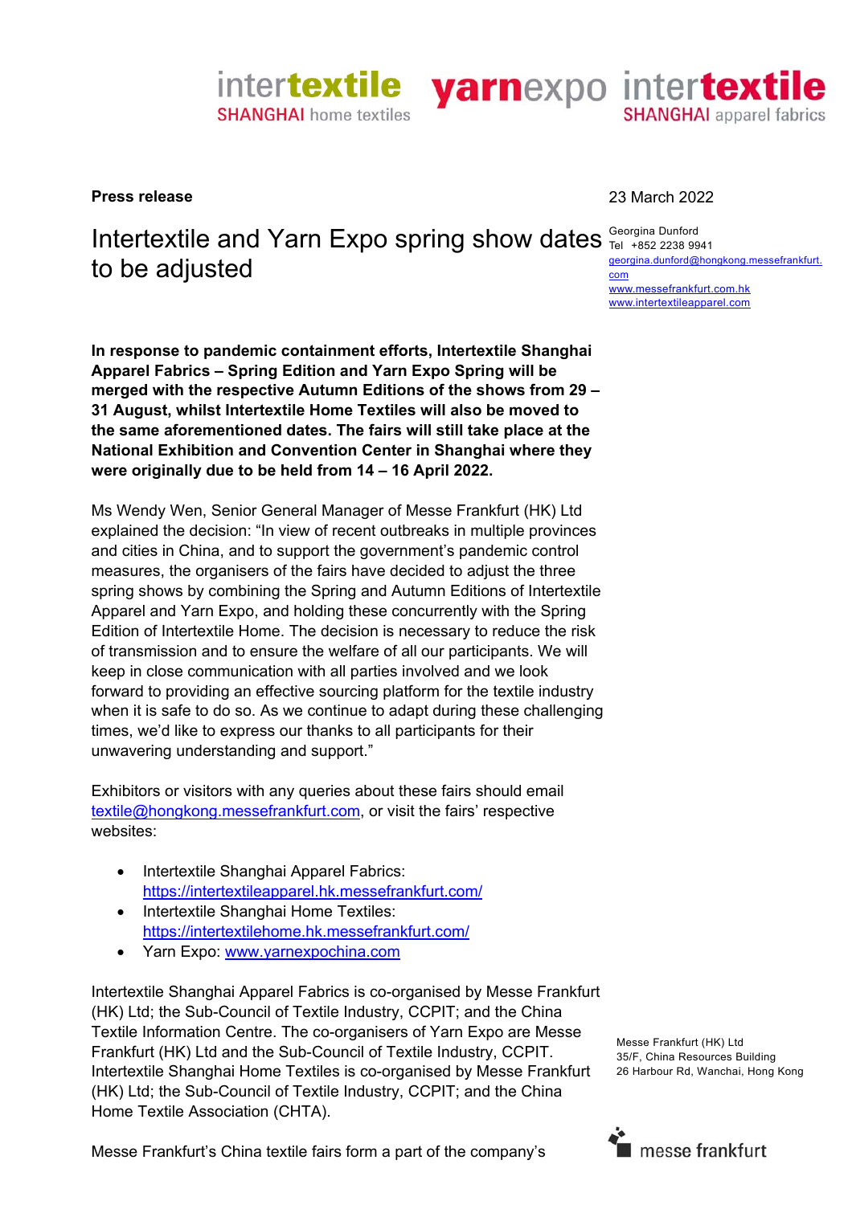intertextile SHANGHAI home textiles yarnexpo intertextile SHANGHAI apparel fabrics

**Press release**

23 March 2022

# Intertextile and Yarn Expo spring show dates to be adjusted

Georgina Dunford
Tel +852 2238 9941
georgina.dunford@hongkong.messefrankfurt.com
www.messefrankfurt.com.hk
www.intertextileapparel.com

**In response to pandemic containment efforts, Intertextile Shanghai Apparel Fabrics – Spring Edition and Yarn Expo Spring will be merged with the respective Autumn Editions of the shows from 29 – 31 August, whilst Intertextile Home Textiles will also be moved to the same aforementioned dates. The fairs will still take place at the National Exhibition and Convention Center in Shanghai where they were originally due to be held from 14 – 16 April 2022.**

Ms Wendy Wen, Senior General Manager of Messe Frankfurt (HK) Ltd explained the decision: "In view of recent outbreaks in multiple provinces and cities in China, and to support the government's pandemic control measures, the organisers of the fairs have decided to adjust the three spring shows by combining the Spring and Autumn Editions of Intertextile Apparel and Yarn Expo, and holding these concurrently with the Spring Edition of Intertextile Home. The decision is necessary to reduce the risk of transmission and to ensure the welfare of all our participants. We will keep in close communication with all parties involved and we look forward to providing an effective sourcing platform for the textile industry when it is safe to do so. As we continue to adapt during these challenging times, we'd like to express our thanks to all participants for their unwavering understanding and support."

Exhibitors or visitors with any queries about these fairs should email textile@hongkong.messefrankfurt.com, or visit the fairs' respective websites:

- Intertextile Shanghai Apparel Fabrics: https://intertextileapparel.hk.messefrankfurt.com/
- Intertextile Shanghai Home Textiles: https://intertextilehome.hk.messefrankfurt.com/
- Yarn Expo: www.yarnexpochina.com

Intertextile Shanghai Apparel Fabrics is co-organised by Messe Frankfurt (HK) Ltd; the Sub-Council of Textile Industry, CCPIT; and the China Textile Information Centre. The co-organisers of Yarn Expo are Messe Frankfurt (HK) Ltd and the Sub-Council of Textile Industry, CCPIT. Intertextile Shanghai Home Textiles is co-organised by Messe Frankfurt (HK) Ltd; the Sub-Council of Textile Industry, CCPIT; and the China Home Textile Association (CHTA).

Messe Frankfurt's China textile fairs form a part of the company's

Messe Frankfurt (HK) Ltd
35/F, China Resources Building
26 Harbour Rd, Wanchai, Hong Kong

messe frankfurt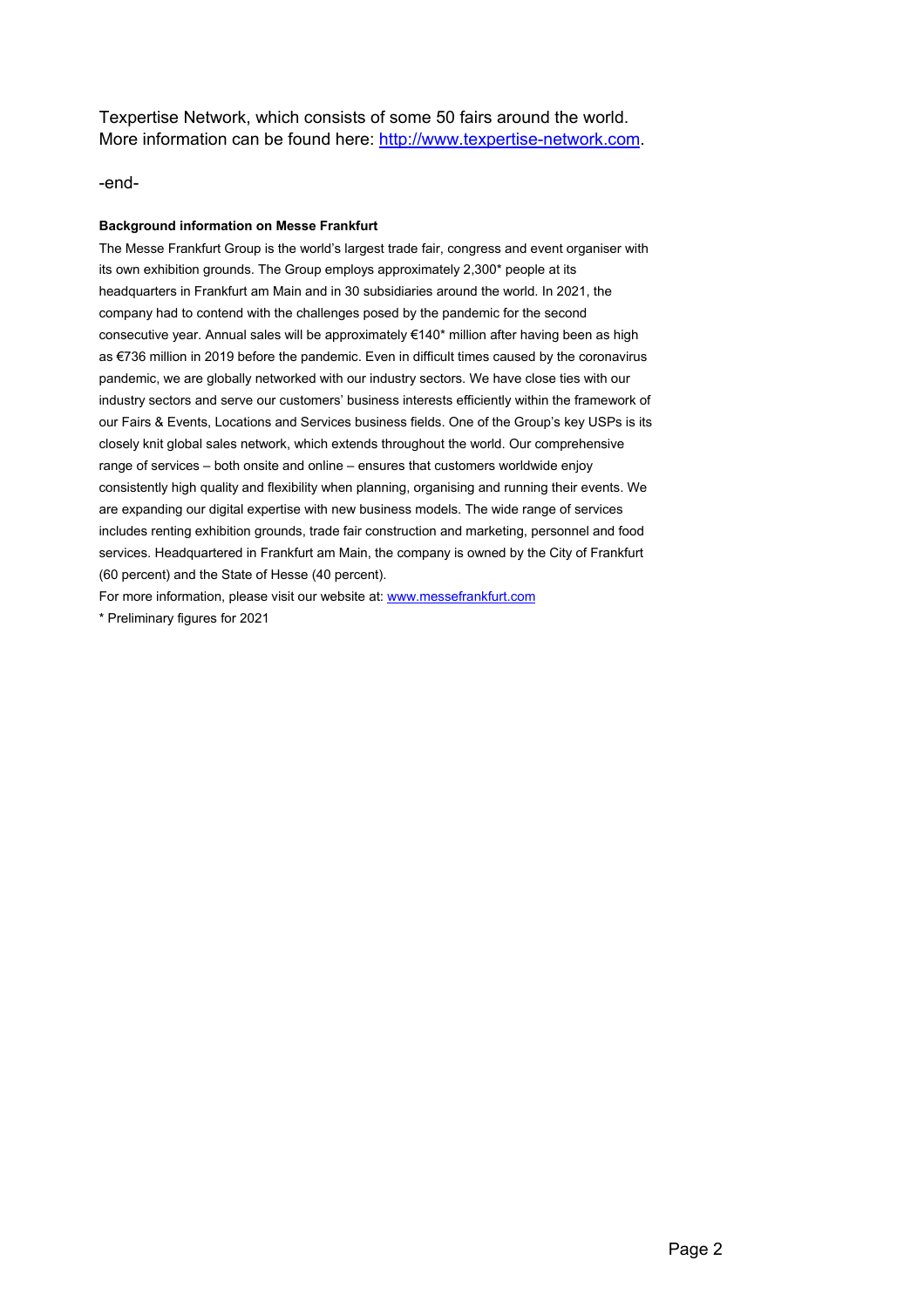Texpertise Network, which consists of some 50 fairs around the world. More information can be found here: http://www.texpertise-network.com.

-end-

**Background information on Messe Frankfurt**

The Messe Frankfurt Group is the world's largest trade fair, congress and event organiser with its own exhibition grounds. The Group employs approximately 2,300* people at its headquarters in Frankfurt am Main and in 30 subsidiaries around the world. In 2021, the company had to contend with the challenges posed by the pandemic for the second consecutive year. Annual sales will be approximately €140* million after having been as high as €736 million in 2019 before the pandemic. Even in difficult times caused by the coronavirus pandemic, we are globally networked with our industry sectors. We have close ties with our industry sectors and serve our customers' business interests efficiently within the framework of our Fairs & Events, Locations and Services business fields. One of the Group's key USPs is its closely knit global sales network, which extends throughout the world. Our comprehensive range of services – both onsite and online – ensures that customers worldwide enjoy consistently high quality and flexibility when planning, organising and running their events. We are expanding our digital expertise with new business models. The wide range of services includes renting exhibition grounds, trade fair construction and marketing, personnel and food services. Headquartered in Frankfurt am Main, the company is owned by the City of Frankfurt (60 percent) and the State of Hesse (40 percent).

For more information, please visit our website at: www.messefrankfurt.com

* Preliminary figures for 2021